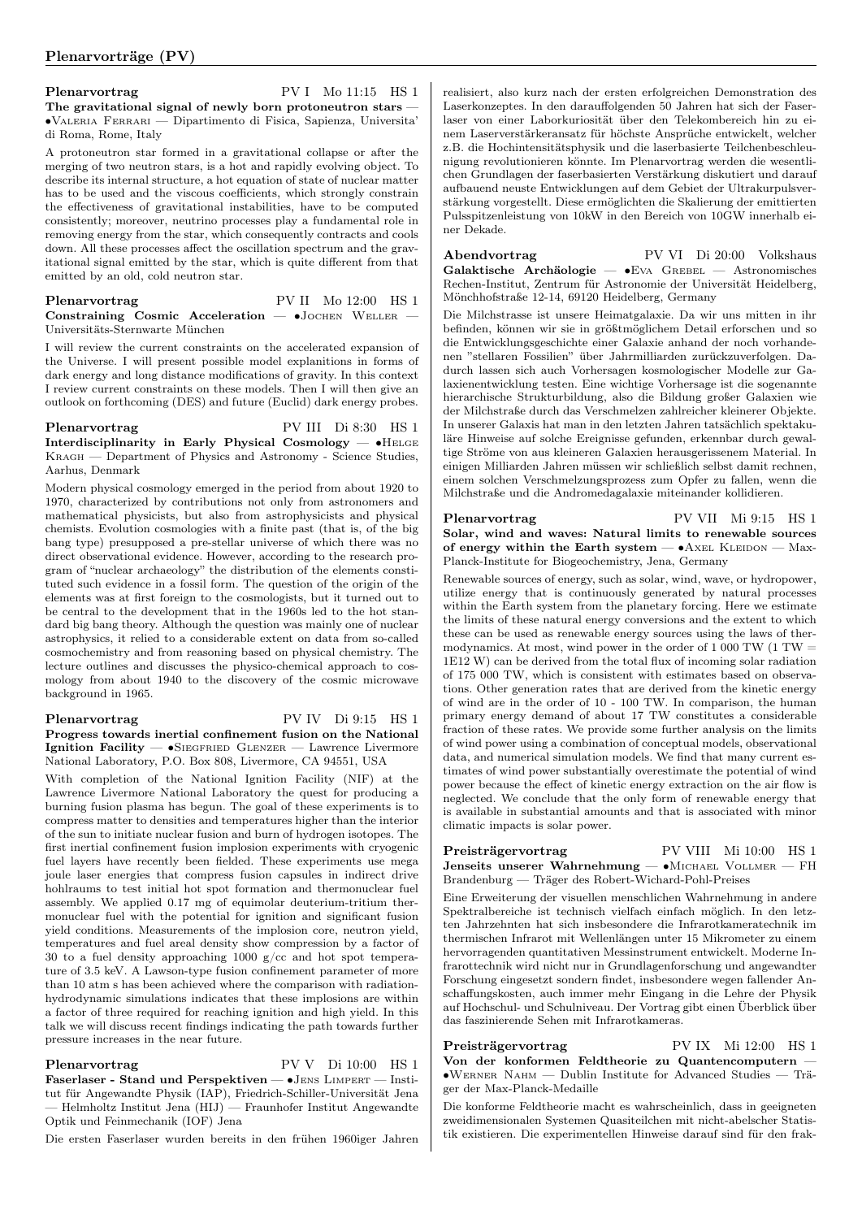# Plenarvorträge (PV)

**Plenarvortrag** PV I Mo 11:15 HS 1

**The gravitational signal of newly born protoneutron stars** — •Valeria Ferrari — Dipartimento di Fisica, Sapienza, Universita' di Roma, Rome, Italy

A protoneutron star formed in a gravitational collapse or after the merging of two neutron stars, is a hot and rapidly evolving object. To describe its internal structure, a hot equation of state of nuclear matter has to be used and the viscous coefficients, which strongly constrain the effectiveness of gravitational instabilities, have to be computed consistently; moreover, neutrino processes play a fundamental role in removing energy from the star, which consequently contracts and cools down. All these processes affect the oscillation spectrum and the gravitational signal emitted by the star, which is quite different from that emitted by an old, cold neutron star.

**Plenarvortrag** PV II Mo 12:00 HS 1

**Constraining Cosmic Acceleration** — •Jochen Weller — Universitäts-Sternwarte München

I will review the current constraints on the accelerated expansion of the Universe. I will present possible model explanitions in forms of dark energy and long distance modifications of gravity. In this context I review current constraints on these models. Then I will then give an outlook on forthcoming (DES) and future (Euclid) dark energy probes.

**Plenarvortrag** PV III Di 8:30 HS 1

**Interdisciplinarity in Early Physical Cosmology** — •Helge Kragh — Department of Physics and Astronomy - Science Studies, Aarhus, Denmark

Modern physical cosmology emerged in the period from about 1920 to 1970, characterized by contributions not only from astronomers and mathematical physicists, but also from astrophysicists and physical chemists. Evolution cosmologies with a finite past (that is, of the big bang type) presupposed a pre-stellar universe of which there was no direct observational evidence. However, according to the research program of "nuclear archaeology" the distribution of the elements constituted such evidence in a fossil form. The question of the origin of the elements was at first foreign to the cosmologists, but it turned out to be central to the development that in the 1960s led to the hot standard big bang theory. Although the question was mainly one of nuclear astrophysics, it relied to a considerable extent on data from so-called cosmochemistry and from reasoning based on physical chemistry. The lecture outlines and discusses the physico-chemical approach to cosmology from about 1940 to the discovery of the cosmic microwave background in 1965.

**Plenarvortrag** PV IV Di 9:15 HS 1

**Progress towards inertial confinement fusion on the National Ignition Facility** — •Siegfried Glenzer — Lawrence Livermore National Laboratory, P.O. Box 808, Livermore, CA 94551, USA

With completion of the National Ignition Facility (NIF) at the Lawrence Livermore National Laboratory the quest for producing a burning fusion plasma has begun. The goal of these experiments is to compress matter to densities and temperatures higher than the interior of the sun to initiate nuclear fusion and burn of hydrogen isotopes. The first inertial confinement fusion implosion experiments with cryogenic fuel layers have recently been fielded. These experiments use mega joule laser energies that compress fusion capsules in indirect drive hohlraums to test initial hot spot formation and thermonuclear fuel assembly. We applied 0.17 mg of equimolar deuterium-tritium thermonuclear fuel with the potential for ignition and significant fusion yield conditions. Measurements of the implosion core, neutron yield, temperatures and fuel areal density show compression by a factor of 30 to a fuel density approaching 1000 g/cc and hot spot temperature of 3.5 keV. A Lawson-type fusion confinement parameter of more than 10 atm s has been achieved where the comparison with radiation-hydrodynamic simulations indicates that these implosions are within a factor of three required for reaching ignition and high yield. In this talk we will discuss recent findings indicating the path towards further pressure increases in the near future.

**Plenarvortrag** PV V Di 10:00 HS 1

**Faserlaser - Stand und Perspektiven** — •Jens Limpert — Institut für Angewandte Physik (IAP), Friedrich-Schiller-Universität Jena — Helmholtz Institut Jena (HIJ) — Fraunhofer Institut Angewandte Optik und Feinmechanik (IOF) Jena

Die ersten Faserlaser wurden bereits in den frühen 1960iger Jahren realisiert, also kurz nach der ersten erfolgreichen Demonstration des Laserkonzeptes. In den darauffolgenden 50 Jahren hat sich der Faserlaser von einer Laborkuriosität über den Telekombereich hin zu einem Laserverstärkeransatz für höchste Ansprüche entwickelt, welcher z.B. die Hochintensitätsphysik und die laserbasierte Teilchenbeschleunigung revolutionieren könnte. Im Plenarvortrag werden die wesentlichen Grundlagen der faserbasierten Verstärkung diskutiert und darauf aufbauend neuste Entwicklungen auf dem Gebiet der Ultrakurpulsverstärkung vorgestellt. Diese ermöglichten die Skalierung der emittierten Pulsspitzenleistung von 10kW in den Bereich von 10GW innerhalb einer Dekade.

**Abendvortrag** PV VI Di 20:00 Volkshaus

**Galaktische Archäologie** — •Eva Grebel — Astronomisches Rechen-Institut, Zentrum für Astronomie der Universität Heidelberg, Mönchhofstraße 12-14, 69120 Heidelberg, Germany

Die Milchstrasse ist unsere Heimatgalaxie. Da wir uns mitten in ihr befinden, können wir sie in größtmöglichem Detail erforschen und so die Entwicklungsgeschichte einer Galaxie anhand der noch vorhandenen "stellaren Fossilien" über Jahrmilliarden zurückzuverfolgen. Dadurch lassen sich auch Vorhersagen kosmologischer Modelle zur Galaxienentwicklung testen. Eine wichtige Vorhersage ist die sogenannte hierarchische Strukturbildung, also die Bildung großer Galaxien wie der Milchstraße durch das Verschmelzen zahlreicher kleinerer Objekte. In unserer Galaxis hat man in den letzten Jahren tatsächlich spektakuläre Hinweise auf solche Ereignisse gefunden, erkennbar durch gewaltige Ströme von aus kleineren Galaxien herausgerissenem Material. In einigen Milliarden Jahren müssen wir schließlich selbst damit rechnen, einem solchen Verschmelzungsprozess zum Opfer zu fallen, wenn die Milchstraße und die Andromedagalaxie miteinander kollidieren.

**Plenarvortrag** PV VII Mi 9:15 HS 1

**Solar, wind and waves: Natural limits to renewable sources of energy within the Earth system** — •Axel Kleidon — Max-Planck-Institute for Biogeochemistry, Jena, Germany

Renewable sources of energy, such as solar, wind, wave, or hydropower, utilize energy that is continuously generated by natural processes within the Earth system from the planetary forcing. Here we estimate the limits of these natural energy conversions and the extent to which these can be used as renewable energy sources using the laws of thermodynamics. At most, wind power in the order of 1 000 TW (1 TW = 1E12 W) can be derived from the total flux of incoming solar radiation of 175 000 TW, which is consistent with estimates based on observations. Other generation rates that are derived from the kinetic energy of wind are in the order of 10 - 100 TW. In comparison, the human primary energy demand of about 17 TW constitutes a considerable fraction of these rates. We provide some further analysis on the limits of wind power using a combination of conceptual models, observational data, and numerical simulation models. We find that many current estimates of wind power substantially overestimate the potential of wind power because the effect of kinetic energy extraction on the air flow is neglected. We conclude that the only form of renewable energy that is available in substantial amounts and that is associated with minor climatic impacts is solar power.

**Preisträgervortrag** PV VIII Mi 10:00 HS 1

**Jenseits unserer Wahrnehmung** — •Michael Vollmer — FH Brandenburg — Träger des Robert-Wichard-Pohl-Preises

Eine Erweiterung der visuellen menschlichen Wahrnehmung in andere Spektralbereiche ist technisch vielfach einfach möglich. In den letzten Jahrzehnten hat sich insbesondere die Infrarotkameratechnik im thermischen Infrarot mit Wellenlängen unter 15 Mikrometer zu einem hervorragenden quantitativen Messinstrument entwickelt. Moderne Infrarottechnik wird nicht nur in Grundlagenforschung und angewandter Forschung eingesetzt sondern findet, insbesondere wegen fallender Anschaffungskosten, auch immer mehr Eingang in die Lehre der Physik auf Hochschul- und Schulniveau. Der Vortrag gibt einen Überblick über das faszinierende Sehen mit Infrarotkameras.

**Preisträgervortrag** PV IX Mi 12:00 HS 1

**Von der konformen Feldtheorie zu Quantencomputern** — •Werner Nahm — Dublin Institute for Advanced Studies — Träger der Max-Planck-Medaille

Die konforme Feldtheorie macht es wahrscheinlich, dass in geeigneten zweidimensionalen Systemen Quasiteilchen mit nicht-abelscher Statistik existieren. Die experimentellen Hinweise darauf sind für den frak-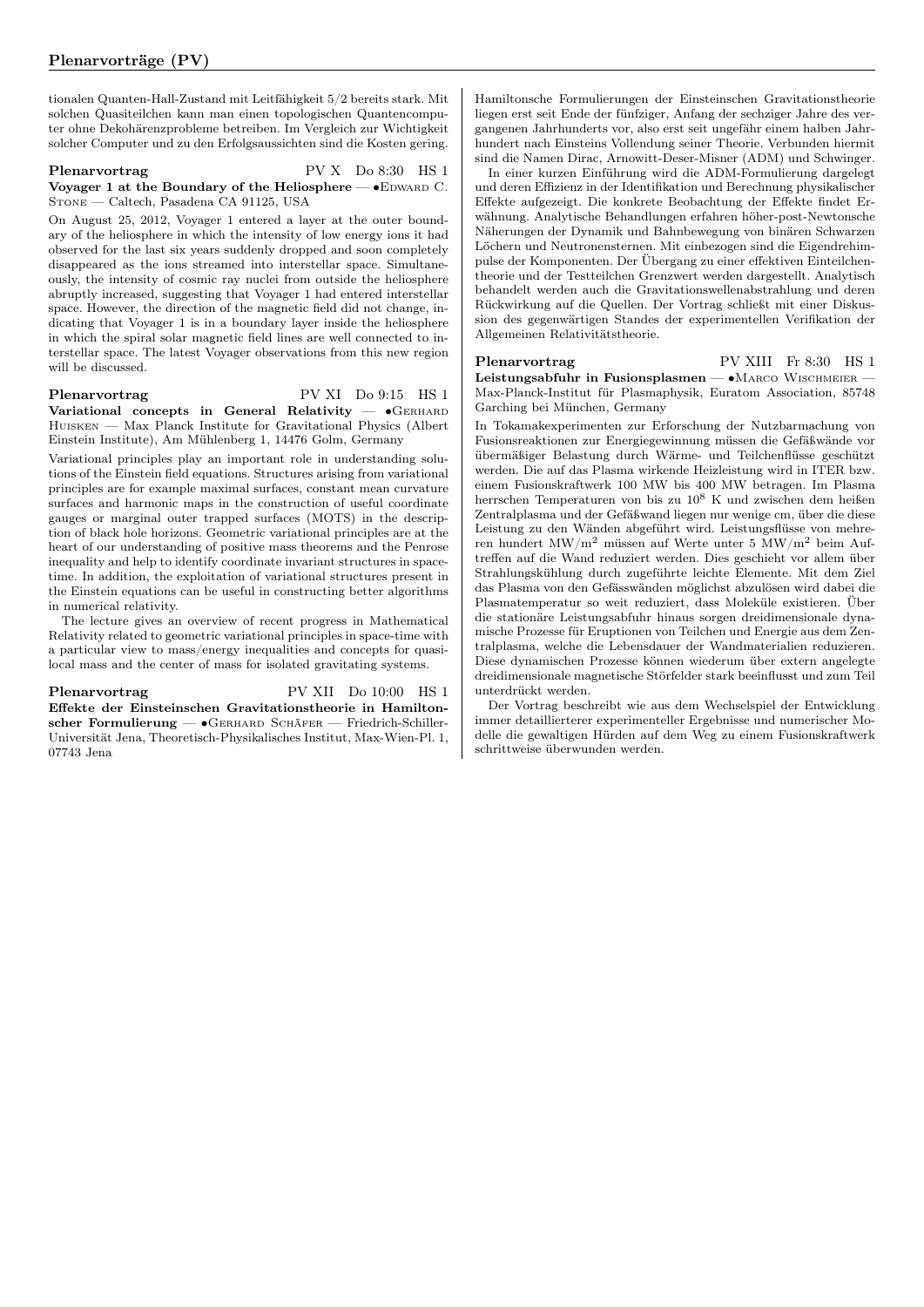tionalen Quanten-Hall-Zustand mit Leitfähigkeit 5/2 bereits stark. Mit solchen Quasiteilchen kann man einen topologischen Quantencomputer ohne Dekohärenzprobleme betreiben. Im Vergleich zur Wichtigkeit solcher Computer und zu den Erfolgsaussichten sind die Kosten gering.

**Plenarvortrag** PV X Do 8:30 HS 1

**Voyager 1 at the Boundary of the Heliosphere** — •Edward C. Stone — Caltech, Pasadena CA 91125, USA

On August 25, 2012, Voyager 1 entered a layer at the outer boundary of the heliosphere in which the intensity of low energy ions it had observed for the last six years suddenly dropped and soon completely disappeared as the ions streamed into interstellar space. Simultaneously, the intensity of cosmic ray nuclei from outside the heliosphere abruptly increased, suggesting that Voyager 1 had entered interstellar space. However, the direction of the magnetic field did not change, indicating that Voyager 1 is in a boundary layer inside the heliosphere in which the spiral solar magnetic field lines are well connected to interstellar space. The latest Voyager observations from this new region will be discussed.

**Plenarvortrag** PV XI Do 9:15 HS 1

**Variational concepts in General Relativity** — •Gerhard Huisken — Max Planck Institute for Gravitational Physics (Albert Einstein Institute), Am Mühlenberg 1, 14476 Golm, Germany

Variational principles play an important role in understanding solutions of the Einstein field equations. Structures arising from variational principles are for example maximal surfaces, constant mean curvature surfaces and harmonic maps in the construction of useful coordinate gauges or marginal outer trapped surfaces (MOTS) in the description of black hole horizons. Geometric variational principles are at the heart of our understanding of positive mass theorems and the Penrose inequality and help to identify coordinate invariant structures in spacetime. In addition, the exploitation of variational structures present in the Einstein equations can be useful in constructing better algorithms in numerical relativity.

The lecture gives an overview of recent progress in Mathematical Relativity related to geometric variational principles in space-time with a particular view to mass/energy inequalities and concepts for quasi-local mass and the center of mass for isolated gravitating systems.

**Plenarvortrag** PV XII Do 10:00 HS 1

**Effekte der Einsteinschen Gravitationstheorie in Hamiltonscher Formulierung** — •Gerhard Schäfer — Friedrich-Schiller-Universität Jena, Theoretisch-Physikalisches Institut, Max-Wien-Pl. 1, 07743 Jena

Hamiltonsche Formulierungen der Einsteinschen Gravitationstheorie liegen erst seit Ende der fünfziger, Anfang der sechziger Jahre des vergangenen Jahrhunderts vor, also erst seit ungefähr einem halben Jahrhundert nach Einsteins Vollendung seiner Theorie. Verbunden hiermit sind die Namen Dirac, Arnowitt-Deser-Misner (ADM) und Schwinger.

In einer kurzen Einführung wird die ADM-Formulierung dargelegt und deren Effizienz in der Identifikation und Berechnung physikalischer Effekte aufgezeigt. Die konkrete Beobachtung der Effekte findet Erwähnung. Analytische Behandlungen erfahren höher-post-Newtonsche Näherungen der Dynamik und Bahnbewegung von binären Schwarzen Löchern und Neutronensternen. Mit einbezogen sind die Eigendrehimpulse der Komponenten. Der Übergang zu einer effektiven Einteilchentheorie und der Testteilchen Grenzwert werden dargestellt. Analytisch behandelt werden auch die Gravitationswellenabstrahlung und deren Rückwirkung auf die Quellen. Der Vortrag schließt mit einer Diskussion des gegenwärtigen Standes der experimentellen Verifikation der Allgemeinen Relativitätstheorie.

**Plenarvortrag** PV XIII Fr 8:30 HS 1

**Leistungsabfuhr in Fusionsplasmen** — •Marco Wischmeier — Max-Planck-Institut für Plasmaphysik, Euratom Association, 85748 Garching bei München, Germany

In Tokamakexperimenten zur Erforschung der Nutzbarmachung von Fusionsreaktionen zur Energiegewinnung müssen die Gefäßwände vor übermäßiger Belastung durch Wärme- und Teilchenflüsse geschützt werden. Die auf das Plasma wirkende Heizleistung wird in ITER bzw. einem Fusionskraftwerk 100 MW bis 400 MW betragen. Im Plasma herrschen Temperaturen von bis zu $10^8$ K und zwischen dem heißen Zentralplasma und der Gefäßwand liegen nur wenige cm, über die diese Leistung zu den Wänden abgeführt wird. Leistungsflüsse von mehreren hundert $MW/m^2$ müssen auf Werte unter 5 $MW/m^2$ beim Auftreffen auf die Wand reduziert werden. Dies geschieht vor allem über Strahlungskühlung durch zugeführte leichte Elemente. Mit dem Ziel das Plasma von den Gefässwänden möglichst abzulösen wird dabei die Plasmatemperatur so weit reduziert, dass Moleküle existieren. Über die stationäre Leistungsabfuhr hinaus sorgen dreidimensionale dynamische Prozesse für Eruptionen von Teilchen und Energie aus dem Zentralplasma, welche die Lebensdauer der Wandmaterialien reduzieren. Diese dynamischen Prozesse können wiederum über extern angelegte dreidimensionale magnetische Störfelder stark beeinflusst und zum Teil unterdrückt werden.

Der Vortrag beschreibt wie aus dem Wechselspiel der Entwicklung immer detaillierterer experimenteller Ergebnisse und numerischer Modelle die gewaltigen Hürden auf dem Weg zu einem Fusionskraftwerk schrittweise überwunden werden.